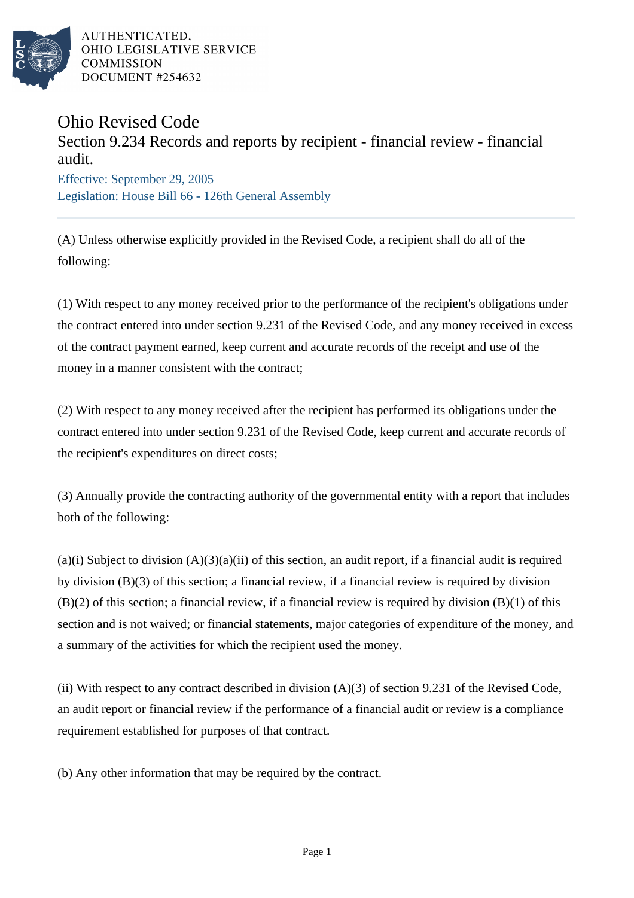AUTHENTICATED,
OHIO LEGISLATIVE SERVICE
COMMISSION
DOCUMENT #254632

# Ohio Revised Code

## Section 9.234 Records and reports by recipient - financial review - financial audit.

Effective: September 29, 2005

Legislation: House Bill 66 - 126th General Assembly

---

(A) Unless otherwise explicitly provided in the Revised Code, a recipient shall do all of the following:

(1) With respect to any money received prior to the performance of the recipient's obligations under the contract entered into under section 9.231 of the Revised Code, and any money received in excess of the contract payment earned, keep current and accurate records of the receipt and use of the money in a manner consistent with the contract;

(2) With respect to any money received after the recipient has performed its obligations under the contract entered into under section 9.231 of the Revised Code, keep current and accurate records of the recipient's expenditures on direct costs;

(3) Annually provide the contracting authority of the governmental entity with a report that includes both of the following:

(a)(i) Subject to division (A)(3)(a)(ii) of this section, an audit report, if a financial audit is required by division (B)(3) of this section; a financial review, if a financial review is required by division (B)(2) of this section; a financial review, if a financial review is required by division (B)(1) of this section and is not waived; or financial statements, major categories of expenditure of the money, and a summary of the activities for which the recipient used the money.

(ii) With respect to any contract described in division (A)(3) of section 9.231 of the Revised Code, an audit report or financial review if the performance of a financial audit or review is a compliance requirement established for purposes of that contract.

(b) Any other information that may be required by the contract.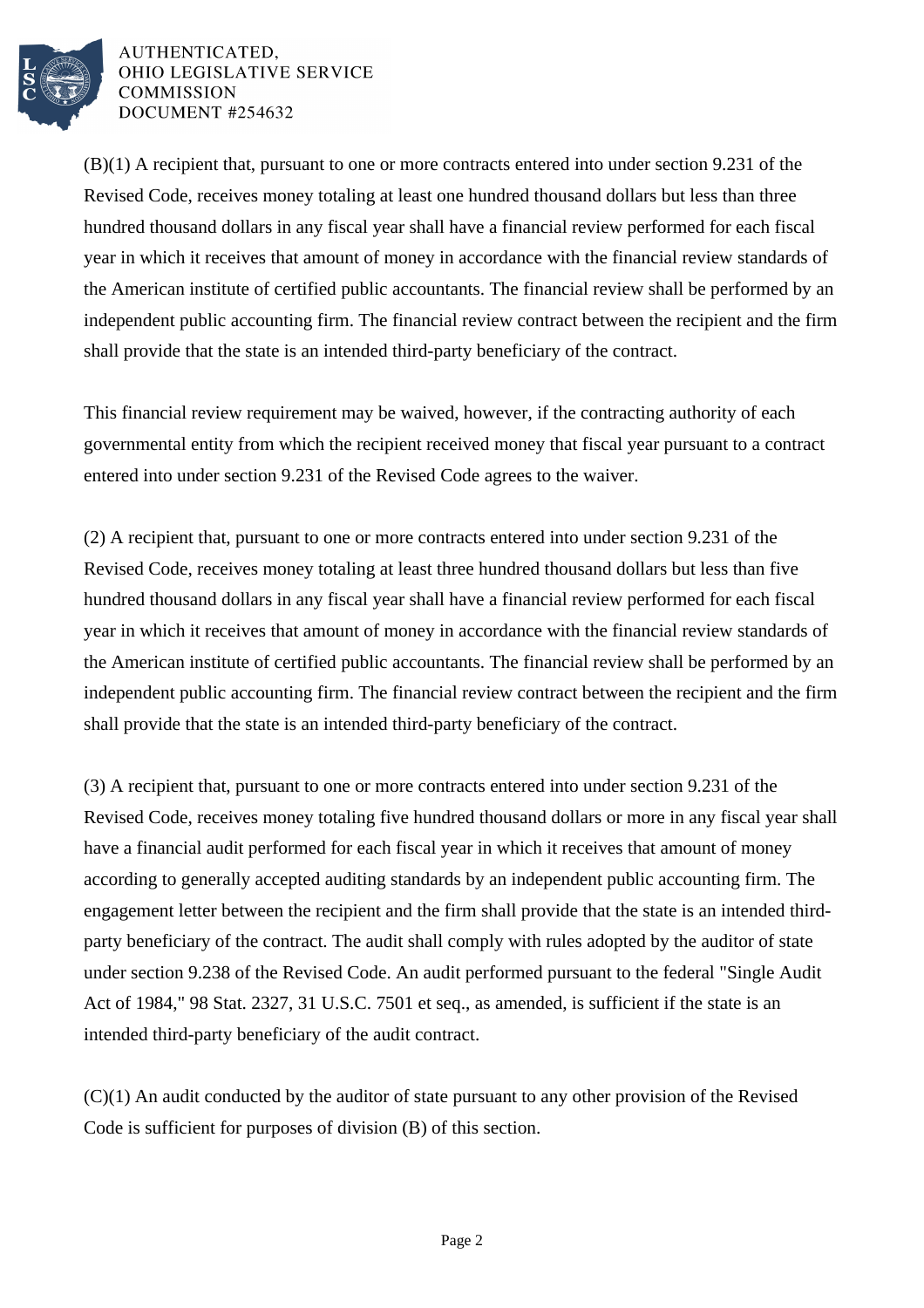(B)(1) A recipient that, pursuant to one or more contracts entered into under section 9.231 of the Revised Code, receives money totaling at least one hundred thousand dollars but less than three hundred thousand dollars in any fiscal year shall have a financial review performed for each fiscal year in which it receives that amount of money in accordance with the financial review standards of the American institute of certified public accountants. The financial review shall be performed by an independent public accounting firm. The financial review contract between the recipient and the firm shall provide that the state is an intended third-party beneficiary of the contract.

This financial review requirement may be waived, however, if the contracting authority of each governmental entity from which the recipient received money that fiscal year pursuant to a contract entered into under section 9.231 of the Revised Code agrees to the waiver.

(2) A recipient that, pursuant to one or more contracts entered into under section 9.231 of the Revised Code, receives money totaling at least three hundred thousand dollars but less than five hundred thousand dollars in any fiscal year shall have a financial review performed for each fiscal year in which it receives that amount of money in accordance with the financial review standards of the American institute of certified public accountants. The financial review shall be performed by an independent public accounting firm. The financial review contract between the recipient and the firm shall provide that the state is an intended third-party beneficiary of the contract.

(3) A recipient that, pursuant to one or more contracts entered into under section 9.231 of the Revised Code, receives money totaling five hundred thousand dollars or more in any fiscal year shall have a financial audit performed for each fiscal year in which it receives that amount of money according to generally accepted auditing standards by an independent public accounting firm. The engagement letter between the recipient and the firm shall provide that the state is an intended third-party beneficiary of the contract. The audit shall comply with rules adopted by the auditor of state under section 9.238 of the Revised Code. An audit performed pursuant to the federal "Single Audit Act of 1984," 98 Stat. 2327, 31 U.S.C. 7501 et seq., as amended, is sufficient if the state is an intended third-party beneficiary of the audit contract.

(C)(1) An audit conducted by the auditor of state pursuant to any other provision of the Revised Code is sufficient for purposes of division (B) of this section.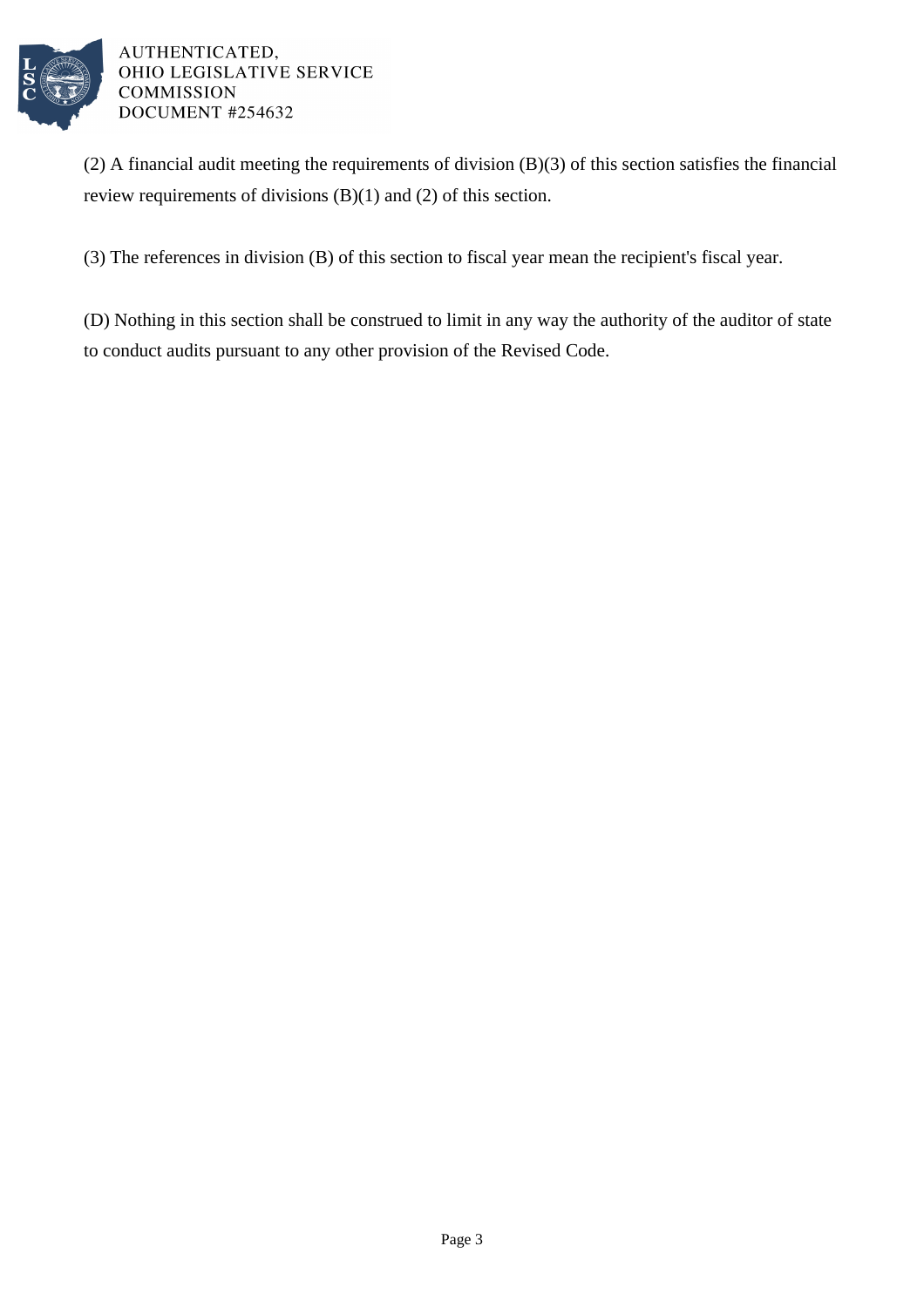(2) A financial audit meeting the requirements of division (B)(3) of this section satisfies the financial review requirements of divisions (B)(1) and (2) of this section.

(3) The references in division (B) of this section to fiscal year mean the recipient's fiscal year.

(D) Nothing in this section shall be construed to limit in any way the authority of the auditor of state to conduct audits pursuant to any other provision of the Revised Code.